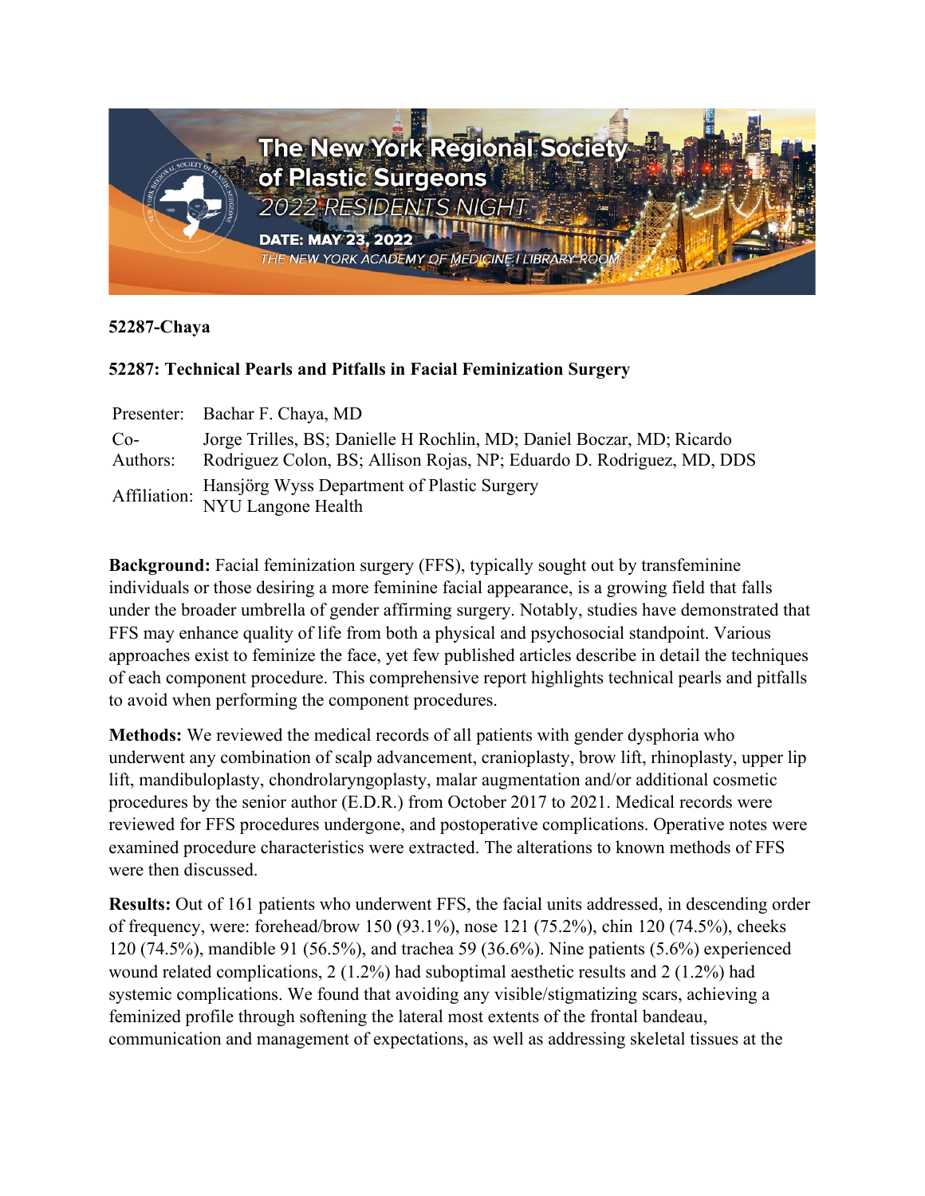**52287-Chaya**

**52287: Technical Pearls and Pitfalls in Facial Feminization Surgery**

| | |
|---|---|
| Presenter: | Bachar F. Chaya, MD |
| Co-Authors: | Jorge Trilles, BS; Danielle H Rochlin, MD; Daniel Boczar, MD; Ricardo Rodriguez Colon, BS; Allison Rojas, NP; Eduardo D. Rodriguez, MD, DDS |
| Affiliation: | Hansjörg Wyss Department of Plastic Surgery<br>NYU Langone Health |

**Background:** Facial feminization surgery (FFS), typically sought out by transfeminine individuals or those desiring a more feminine facial appearance, is a growing field that falls under the broader umbrella of gender affirming surgery. Notably, studies have demonstrated that FFS may enhance quality of life from both a physical and psychosocial standpoint. Various approaches exist to feminize the face, yet few published articles describe in detail the techniques of each component procedure. This comprehensive report highlights technical pearls and pitfalls to avoid when performing the component procedures.

**Methods:** We reviewed the medical records of all patients with gender dysphoria who underwent any combination of scalp advancement, cranioplasty, brow lift, rhinoplasty, upper lip lift, mandibuloplasty, chondrolaryngoplasty, malar augmentation and/or additional cosmetic procedures by the senior author (E.D.R.) from October 2017 to 2021. Medical records were reviewed for FFS procedures undergone, and postoperative complications. Operative notes were examined procedure characteristics were extracted. The alterations to known methods of FFS were then discussed.

**Results:** Out of 161 patients who underwent FFS, the facial units addressed, in descending order of frequency, were: forehead/brow 150 (93.1%), nose 121 (75.2%), chin 120 (74.5%), cheeks 120 (74.5%), mandible 91 (56.5%), and trachea 59 (36.6%). Nine patients (5.6%) experienced wound related complications, 2 (1.2%) had suboptimal aesthetic results and 2 (1.2%) had systemic complications. We found that avoiding any visible/stigmatizing scars, achieving a feminized profile through softening the lateral most extents of the frontal bandeau, communication and management of expectations, as well as addressing skeletal tissues at the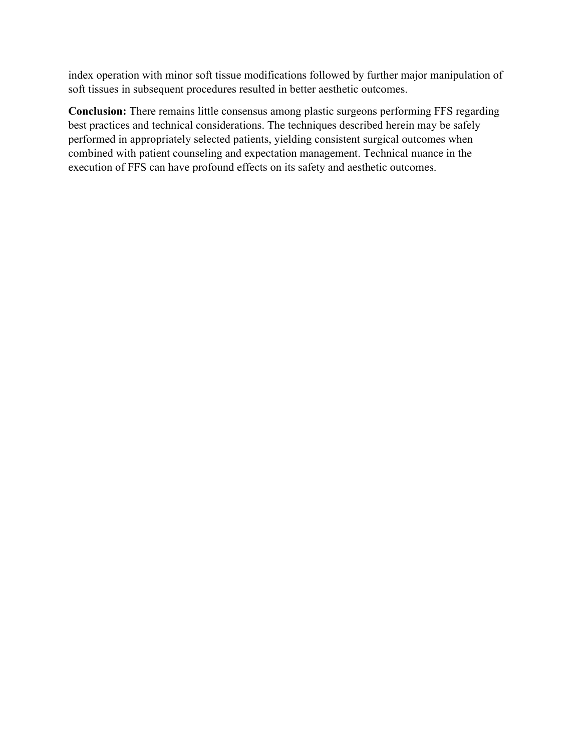index operation with minor soft tissue modifications followed by further major manipulation of soft tissues in subsequent procedures resulted in better aesthetic outcomes.

**Conclusion:** There remains little consensus among plastic surgeons performing FFS regarding best practices and technical considerations. The techniques described herein may be safely performed in appropriately selected patients, yielding consistent surgical outcomes when combined with patient counseling and expectation management. Technical nuance in the execution of FFS can have profound effects on its safety and aesthetic outcomes.